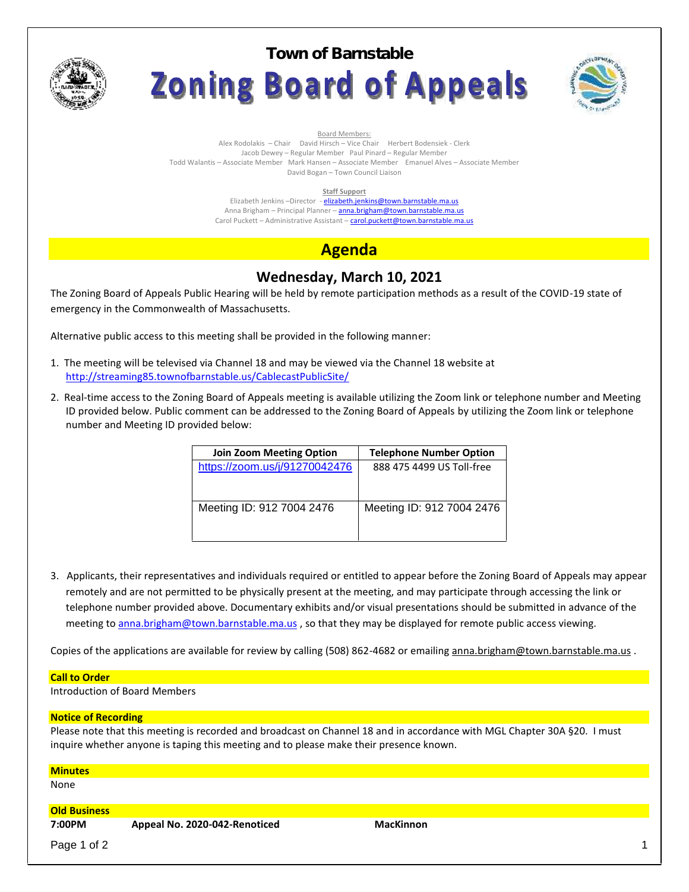# Town of Barnstable

# Zoning Board of Appeals

Board Members:

Alex Rodolakis – Chair  David Hirsch – Vice Chair  Herbert Bodensiek - Clerk
Jacob Dewey – Regular Member  Paul Pinard – Regular Member
Todd Walantis – Associate Member  Mark Hansen – Associate Member  Emanuel Alves – Associate Member
David Bogan – Town Council Liaison

**Staff Support**

Elizabeth Jenkins –Director - elizabeth.jenkins@town.barnstable.ma.us
Anna Brigham – Principal Planner – anna.brigham@town.barnstable.ma.us
Carol Puckett – Administrative Assistant – carol.puckett@town.barnstable.ma.us

## Agenda

### Wednesday, March 10, 2021

The Zoning Board of Appeals Public Hearing will be held by remote participation methods as a result of the COVID-19 state of emergency in the Commonwealth of Massachusetts.

Alternative public access to this meeting shall be provided in the following manner:

1. The meeting will be televised via Channel 18 and may be viewed via the Channel 18 website at http://streaming85.townofbarnstable.us/CablecastPublicSite/
2. Real-time access to the Zoning Board of Appeals meeting is available utilizing the Zoom link or telephone number and Meeting ID provided below. Public comment can be addressed to the Zoning Board of Appeals by utilizing the Zoom link or telephone number and Meeting ID provided below:

| Join Zoom Meeting Option | Telephone Number Option |
| --- | --- |
| https://zoom.us/j/91270042476 | 888 475 4499 US Toll-free |
| Meeting ID: 912 7004 2476 | Meeting ID: 912 7004 2476 |

3. Applicants, their representatives and individuals required or entitled to appear before the Zoning Board of Appeals may appear remotely and are not permitted to be physically present at the meeting, and may participate through accessing the link or telephone number provided above. Documentary exhibits and/or visual presentations should be submitted in advance of the meeting to anna.brigham@town.barnstable.ma.us , so that they may be displayed for remote public access viewing.

Copies of the applications are available for review by calling (508) 862-4682 or emailing anna.brigham@town.barnstable.ma.us .

**Call to Order**

Introduction of Board Members

**Notice of Recording**

Please note that this meeting is recorded and broadcast on Channel 18 and in accordance with MGL Chapter 30A §20. I must inquire whether anyone is taping this meeting and to please make their presence known.

**Minutes**

None

**Old Business**

**7:00PM  Appeal No. 2020-042-Renoticed  MacKinnon**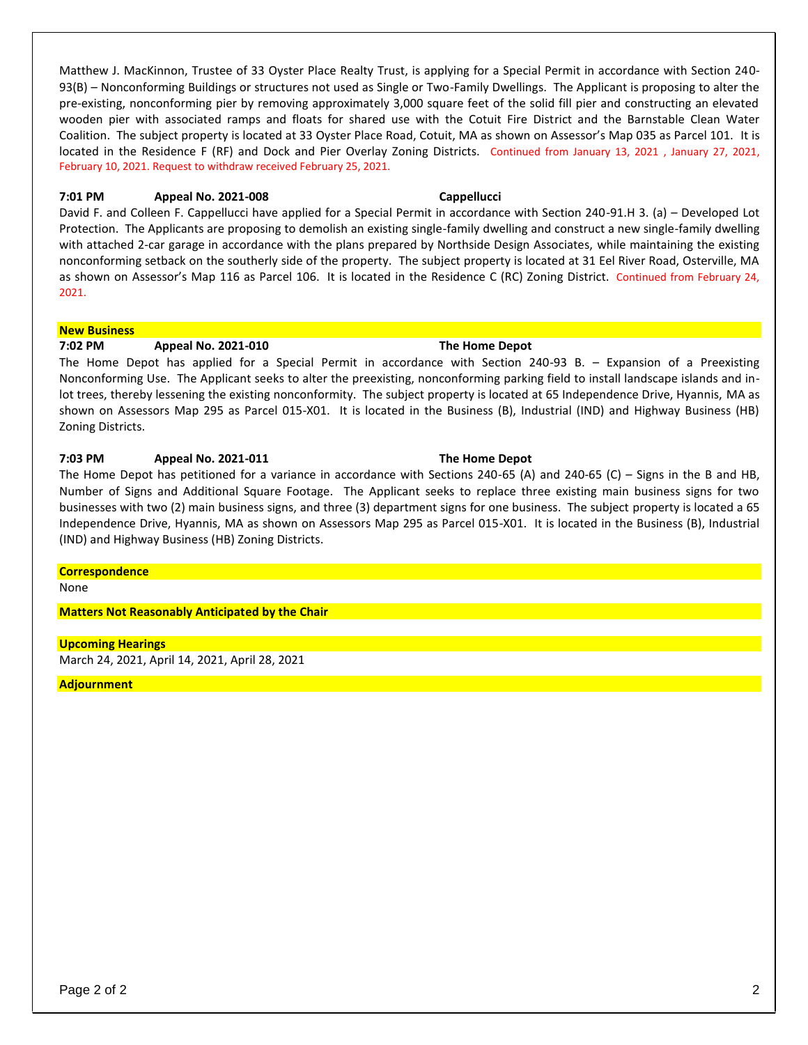Matthew J. MacKinnon, Trustee of 33 Oyster Place Realty Trust, is applying for a Special Permit in accordance with Section 240-93(B) – Nonconforming Buildings or structures not used as Single or Two-Family Dwellings. The Applicant is proposing to alter the pre-existing, nonconforming pier by removing approximately 3,000 square feet of the solid fill pier and constructing an elevated wooden pier with associated ramps and floats for shared use with the Cotuit Fire District and the Barnstable Clean Water Coalition. The subject property is located at 33 Oyster Place Road, Cotuit, MA as shown on Assessor's Map 035 as Parcel 101. It is located in the Residence F (RF) and Dock and Pier Overlay Zoning Districts. Continued from January 13, 2021 , January 27, 2021, February 10, 2021. Request to withdraw received February 25, 2021.

**7:01 PM Appeal No. 2021-008 Cappellucci**

David F. and Colleen F. Cappellucci have applied for a Special Permit in accordance with Section 240-91.H 3. (a) – Developed Lot Protection. The Applicants are proposing to demolish an existing single-family dwelling and construct a new single-family dwelling with attached 2-car garage in accordance with the plans prepared by Northside Design Associates, while maintaining the existing nonconforming setback on the southerly side of the property. The subject property is located at 31 Eel River Road, Osterville, MA as shown on Assessor's Map 116 as Parcel 106. It is located in the Residence C (RC) Zoning District. Continued from February 24, 2021.

## New Business

**7:02 PM Appeal No. 2021-010 The Home Depot**

The Home Depot has applied for a Special Permit in accordance with Section 240-93 B. – Expansion of a Preexisting Nonconforming Use. The Applicant seeks to alter the preexisting, nonconforming parking field to install landscape islands and in-lot trees, thereby lessening the existing nonconformity. The subject property is located at 65 Independence Drive, Hyannis, MA as shown on Assessors Map 295 as Parcel 015-X01. It is located in the Business (B), Industrial (IND) and Highway Business (HB) Zoning Districts.

**7:03 PM Appeal No. 2021-011 The Home Depot**

The Home Depot has petitioned for a variance in accordance with Sections 240-65 (A) and 240-65 (C) – Signs in the B and HB, Number of Signs and Additional Square Footage. The Applicant seeks to replace three existing main business signs for two businesses with two (2) main business signs, and three (3) department signs for one business. The subject property is located a 65 Independence Drive, Hyannis, MA as shown on Assessors Map 295 as Parcel 015-X01. It is located in the Business (B), Industrial (IND) and Highway Business (HB) Zoning Districts.

## Correspondence

None

## Matters Not Reasonably Anticipated by the Chair

## Upcoming Hearings

March 24, 2021, April 14, 2021, April 28, 2021

## Adjournment